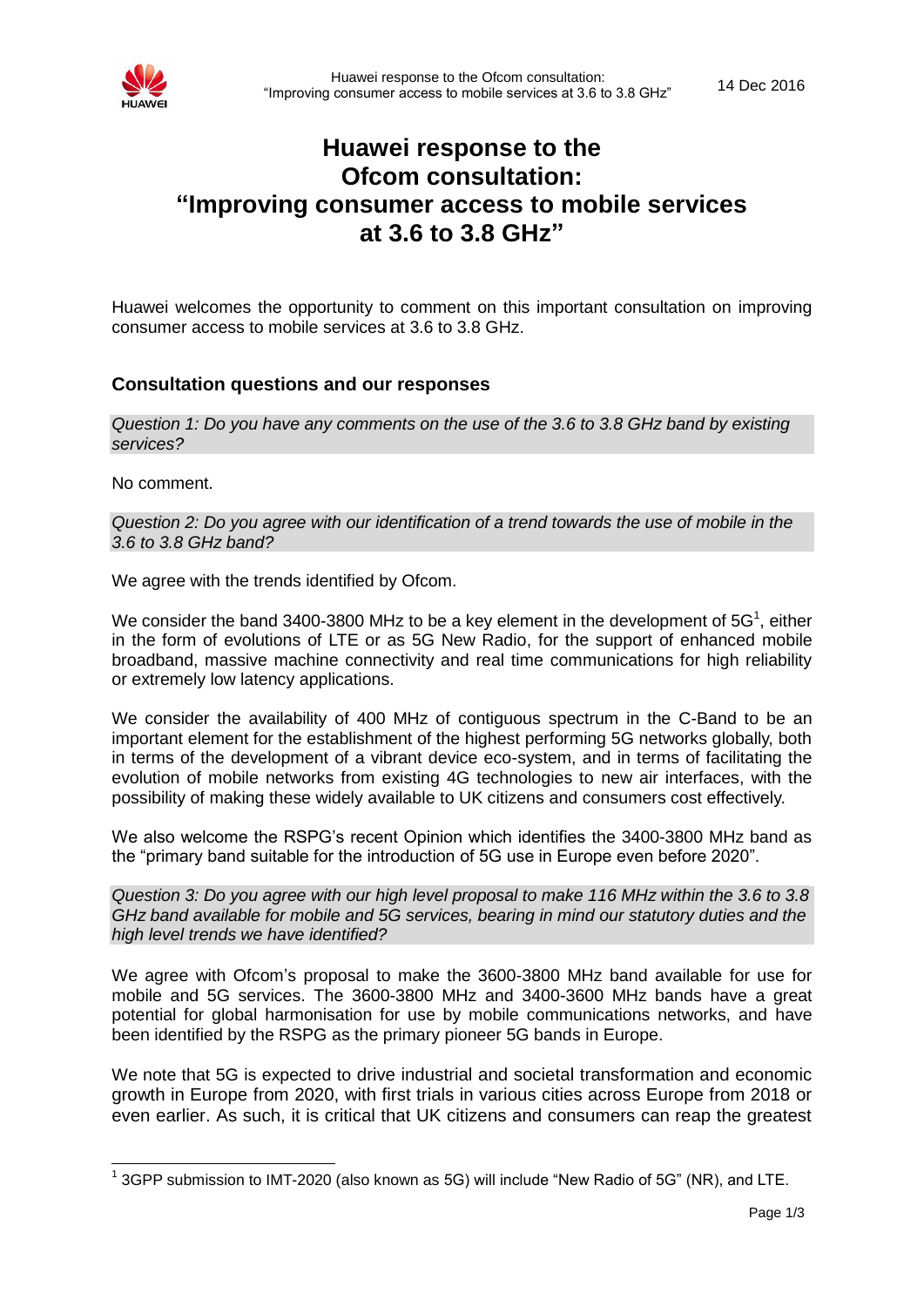# Huawei response to the Ofcom consultation: "Improving consumer access to mobile services at 3.6 to 3.8 GHz"

Huawei welcomes the opportunity to comment on this important consultation on improving consumer access to mobile services at 3.6 to 3.8 GHz.

## Consultation questions and our responses

*Question 1: Do you have any comments on the use of the 3.6 to 3.8 GHz band by existing services?*

No comment.

*Question 2: Do you agree with our identification of a trend towards the use of mobile in the 3.6 to 3.8 GHz band?*

We agree with the trends identified by Ofcom.

We consider the band 3400-3800 MHz to be a key element in the development of 5G[1], either in the form of evolutions of LTE or as 5G New Radio, for the support of enhanced mobile broadband, massive machine connectivity and real time communications for high reliability or extremely low latency applications.

We consider the availability of 400 MHz of contiguous spectrum in the C-Band to be an important element for the establishment of the highest performing 5G networks globally, both in terms of the development of a vibrant device eco-system, and in terms of facilitating the evolution of mobile networks from existing 4G technologies to new air interfaces, with the possibility of making these widely available to UK citizens and consumers cost effectively.

We also welcome the RSPG's recent Opinion which identifies the 3400-3800 MHz band as the "primary band suitable for the introduction of 5G use in Europe even before 2020".

*Question 3: Do you agree with our high level proposal to make 116 MHz within the 3.6 to 3.8 GHz band available for mobile and 5G services, bearing in mind our statutory duties and the high level trends we have identified?*

We agree with Ofcom's proposal to make the 3600-3800 MHz band available for use for mobile and 5G services. The 3600-3800 MHz and 3400-3600 MHz bands have a great potential for global harmonisation for use by mobile communications networks, and have been identified by the RSPG as the primary pioneer 5G bands in Europe.

We note that 5G is expected to drive industrial and societal transformation and economic growth in Europe from 2020, with first trials in various cities across Europe from 2018 or even earlier. As such, it is critical that UK citizens and consumers can reap the greatest

---

[1] 3GPP submission to IMT-2020 (also known as 5G) will include "New Radio of 5G" (NR), and LTE.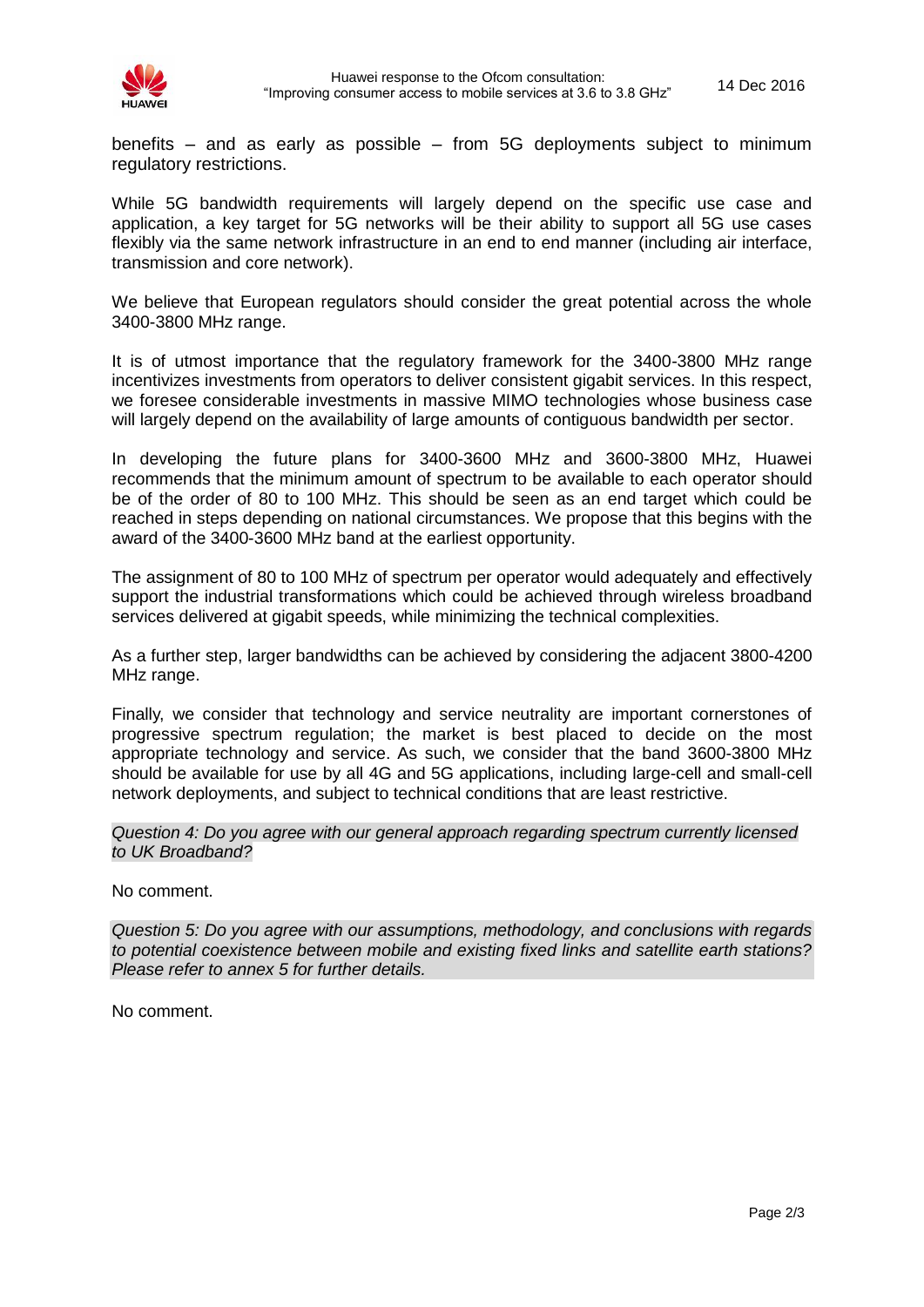benefits – and as early as possible – from 5G deployments subject to minimum regulatory restrictions.

While 5G bandwidth requirements will largely depend on the specific use case and application, a key target for 5G networks will be their ability to support all 5G use cases flexibly via the same network infrastructure in an end to end manner (including air interface, transmission and core network).

We believe that European regulators should consider the great potential across the whole 3400-3800 MHz range.

It is of utmost importance that the regulatory framework for the 3400-3800 MHz range incentivizes investments from operators to deliver consistent gigabit services. In this respect, we foresee considerable investments in massive MIMO technologies whose business case will largely depend on the availability of large amounts of contiguous bandwidth per sector.

In developing the future plans for 3400-3600 MHz and 3600-3800 MHz, Huawei recommends that the minimum amount of spectrum to be available to each operator should be of the order of 80 to 100 MHz. This should be seen as an end target which could be reached in steps depending on national circumstances. We propose that this begins with the award of the 3400-3600 MHz band at the earliest opportunity.

The assignment of 80 to 100 MHz of spectrum per operator would adequately and effectively support the industrial transformations which could be achieved through wireless broadband services delivered at gigabit speeds, while minimizing the technical complexities.

As a further step, larger bandwidths can be achieved by considering the adjacent 3800-4200 MHz range.

Finally, we consider that technology and service neutrality are important cornerstones of progressive spectrum regulation; the market is best placed to decide on the most appropriate technology and service. As such, we consider that the band 3600-3800 MHz should be available for use by all 4G and 5G applications, including large-cell and small-cell network deployments, and subject to technical conditions that are least restrictive.

*Question 4: Do you agree with our general approach regarding spectrum currently licensed to UK Broadband?*

No comment.

*Question 5: Do you agree with our assumptions, methodology, and conclusions with regards to potential coexistence between mobile and existing fixed links and satellite earth stations? Please refer to annex 5 for further details.*

No comment.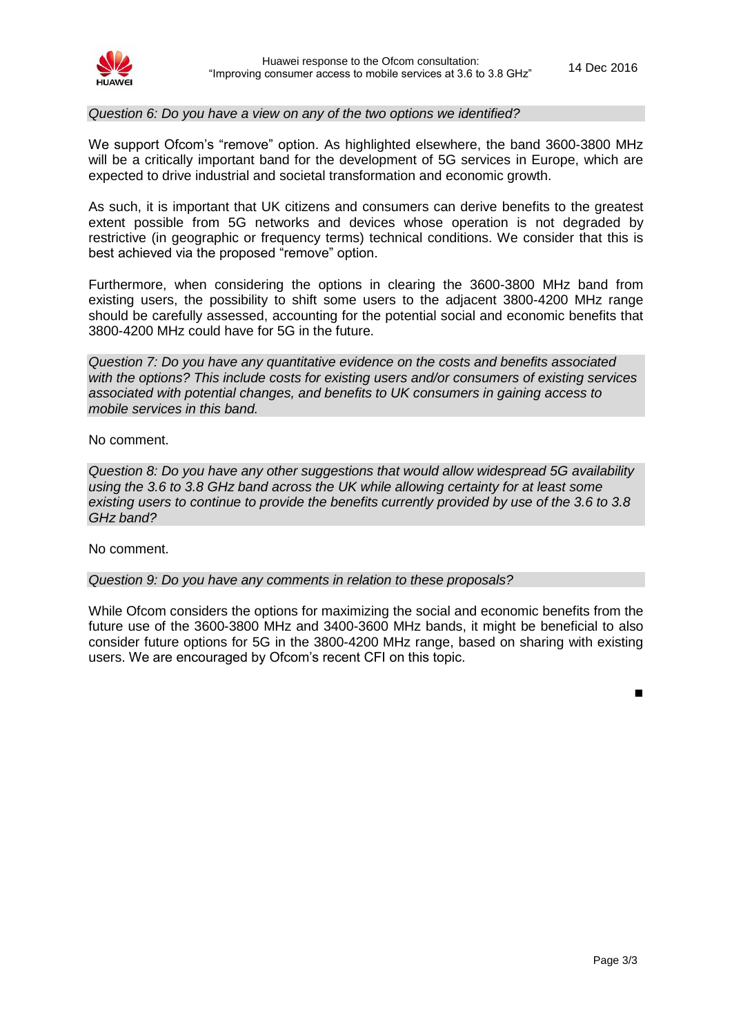*Question 6: Do you have a view on any of the two options we identified?*

We support Ofcom's "remove" option. As highlighted elsewhere, the band 3600-3800 MHz will be a critically important band for the development of 5G services in Europe, which are expected to drive industrial and societal transformation and economic growth.

As such, it is important that UK citizens and consumers can derive benefits to the greatest extent possible from 5G networks and devices whose operation is not degraded by restrictive (in geographic or frequency terms) technical conditions. We consider that this is best achieved via the proposed "remove" option.

Furthermore, when considering the options in clearing the 3600-3800 MHz band from existing users, the possibility to shift some users to the adjacent 3800-4200 MHz range should be carefully assessed, accounting for the potential social and economic benefits that 3800-4200 MHz could have for 5G in the future.

*Question 7: Do you have any quantitative evidence on the costs and benefits associated with the options? This include costs for existing users and/or consumers of existing services associated with potential changes, and benefits to UK consumers in gaining access to mobile services in this band.*

No comment.

*Question 8: Do you have any other suggestions that would allow widespread 5G availability using the 3.6 to 3.8 GHz band across the UK while allowing certainty for at least some existing users to continue to provide the benefits currently provided by use of the 3.6 to 3.8 GHz band?*

No comment.

*Question 9: Do you have any comments in relation to these proposals?*

While Ofcom considers the options for maximizing the social and economic benefits from the future use of the 3600-3800 MHz and 3400-3600 MHz bands, it might be beneficial to also consider future options for 5G in the 3800-4200 MHz range, based on sharing with existing users. We are encouraged by Ofcom's recent CFI on this topic.

■